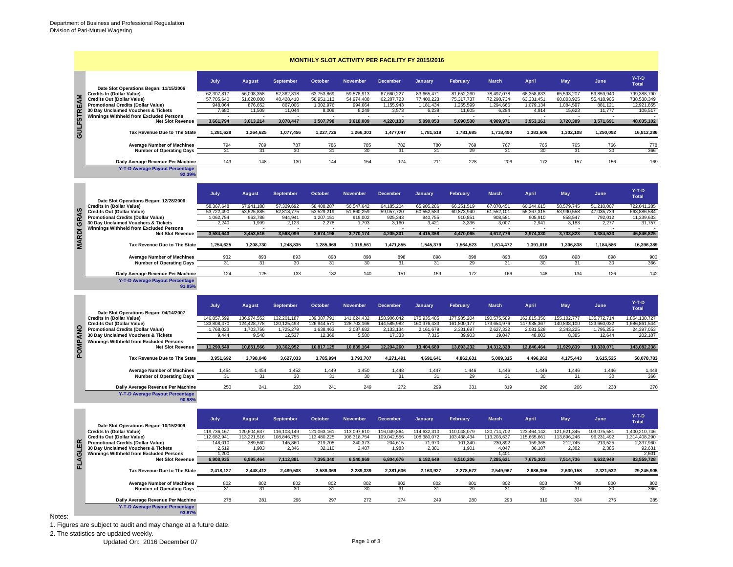Department of Business and Professional Regualation
Division of Pari-Mutuel Wagering

# MONTHLY SLOT ACTIVITY PER FACILITY FY 2015/2016

## GULFSTREAM

| Date Slot Operations Began: 11/15/2006 | July | August | September | October | November | December | January | February | March | April | May | June | Y-T-D Total |
|---|---|---|---|---|---|---|---|---|---|---|---|---|---|
| Credits In (Dollar Value) | 62,307,817 | 56,098,358 | 52,362,818 | 63,753,869 | 59,578,913 | 67,660,227 | 83,665,471 | 81,652,260 | 78,497,078 | 68,358,833 | 65,593,207 | 59,859,940 | 799,388,790 |
| Credits Out (Dollar Value) | 57,705,640 | 51,620,000 | 48,428,410 | 58,951,113 | 54,974,488 | 62,287,723 | 77,400,223 | 75,317,737 | 72,298,734 | 63,331,451 | 60,803,925 | 55,418,905 | 738,538,349 |
| Promotional Credits (Dollar Value) | 948,064 | 876,652 | 867,006 | 1,302,976 | 994,664 | 1,155,943 | 1,181,434 | 1,255,599 | 1,294,666 | 1,079,134 | 1,084,597 | 881,121 | 12,921,855 |
| 30 Day Unclaimed Vouchers & Tickets | 7,680 | 11,509 | 11,044 | 8,009 | 8,249 | 3,573 | 6,239 | 11,605 | 6,294 | 4,914 | 15,623 | 11,777 | 106,517 |
| Winnings Withheld from Excluded Persons | - | - | - | - | - | - | - | - | - | - | - | - | - |
| **Net Slot Revenue** | **3,661,794** | **3,613,214** | **3,078,447** | **3,507,790** | **3,618,009** | **4,220,133** | **5,090,053** | **5,090,530** | **4,909,971** | **3,953,161** | **3,720,309** | **3,571,691** | **48,035,102** |
| **Tax Revenue Due to The State** | **1,281,628** | **1,264,625** | **1,077,456** | **1,227,726** | **1,266,303** | **1,477,047** | **1,781,519** | **1,781,685** | **1,718,490** | **1,383,606** | **1,302,108** | **1,250,092** | **16,812,286** |
| Average Number of Machines | 794 | 789 | 787 | 786 | 785 | 782 | 780 | 769 | 767 | 765 | 765 | 766 | 778 |
| Number of Operating Days | 31 | 31 | 30 | 31 | 30 | 31 | 31 | 29 | 31 | 30 | 31 | 30 | 366 |
| Daily Average Revenue Per Machine | 149 | 148 | 130 | 144 | 154 | 174 | 211 | 228 | 206 | 172 | 157 | 156 | 169 |

Y-T-D Average Payout Percentage: 92.39%

## MARDI GRAS

| Date Slot Operations Began: 12/28/2006 | July | August | September | October | November | December | January | February | March | April | May | June | Y-T-D Total |
|---|---|---|---|---|---|---|---|---|---|---|---|---|---|
| Credits In (Dollar Value) | 58,367,648 | 57,941,188 | 57,329,692 | 58,408,287 | 56,547,642 | 64,185,204 | 65,905,286 | 66,251,519 | 67,070,451 | 60,244,615 | 58,579,745 | 51,210,007 | 722,041,285 |
| Credits Out (Dollar Value) | 53,722,490 | 53,525,885 | 52,818,775 | 53,529,219 | 51,860,259 | 59,057,720 | 60,552,583 | 60,873,940 | 61,552,101 | 55,367,315 | 53,990,558 | 47,035,739 | 663,886,584 |
| Promotional Credits (Dollar Value) | 1,062,754 | 963,786 | 944,941 | 1,207,151 | 919,002 | 925,343 | 940,755 | 910,851 | 908,581 | 905,910 | 858,547 | 792,012 | 11,339,633 |
| 30 Day Unclaimed Vouchers & Tickets | 2,240 | 1,999 | 2,123 | 2,278 | 1,793 | 3,160 | 3,421 | 3,336 | 3,007 | 2,941 | 3,183 | 2,277 | 31,757 |
| Winnings Withheld from Excluded Persons | - | - | - | - | - | - | - | - | - | - | - | - | - |
| **Net Slot Revenue** | **3,584,643** | **3,453,516** | **3,568,099** | **3,674,196** | **3,770,174** | **4,205,301** | **4,415,368** | **4,470,065** | **4,612,776** | **3,974,330** | **3,733,823** | **3,384,533** | **46,846,825** |
| **Tax Revenue Due to The State** | **1,254,625** | **1,208,730** | **1,248,835** | **1,285,969** | **1,319,561** | **1,471,855** | **1,545,379** | **1,564,523** | **1,614,472** | **1,391,016** | **1,306,838** | **1,184,586** | **16,396,389** |
| Average Number of Machines | 932 | 893 | 893 | 898 | 898 | 898 | 898 | 898 | 898 | 898 | 898 | 898 | 900 |
| Number of Operating Days | 31 | 31 | 30 | 31 | 30 | 31 | 31 | 29 | 31 | 30 | 31 | 30 | 366 |
| Daily Average Revenue Per Machine | 124 | 125 | 133 | 132 | 140 | 151 | 159 | 172 | 166 | 148 | 134 | 126 | 142 |

Y-T-D Average Payout Percentage: 91.95%

## POMPANO

| Date Slot Operations Began: 04/14/2007 | July | August | September | October | November | December | January | February | March | April | May | June | Y-T-D Total |
|---|---|---|---|---|---|---|---|---|---|---|---|---|---|
| Credits In (Dollar Value) | 146,857,599 | 136,974,552 | 132,201,187 | 139,387,791 | 141,624,432 | 158,906,042 | 175,935,485 | 177,985,204 | 190,575,589 | 162,815,356 | 155,102,777 | 135,772,714 | 1,854,138,727 |
| Credits Out (Dollar Value) | 133,808,470 | 124,428,778 | 120,125,493 | 126,944,571 | 128,703,166 | 144,585,982 | 160,376,433 | 161,800,177 | 173,654,976 | 147,935,367 | 140,838,100 | 123,660,032 | 1,686,861,544 |
| Promotional Credits (Dollar Value) | 1,768,023 | 1,703,756 | 1,725,279 | 1,638,463 | 2,087,682 | 2,133,134 | 2,161,679 | 2,331,697 | 2,627,332 | 2,081,528 | 2,343,225 | 1,795,255 | 24,397,053 |
| 30 Day Unclaimed Vouchers & Tickets | 9,444 | 9,548 | 12,537 | 12,368 | 5,580 | 17,333 | 7,315 | 39,903 | 19,047 | 48,003 | 8,385 | 12,644 | 202,107 |
| Winnings Withheld from Excluded Persons | - | - | - | - | - | - | - | - | - | - | - | - | - |
| **Net Slot Revenue** | **11,290,549** | **10,851,566** | **10,362,952** | **10,817,125** | **10,839,164** | **12,204,260** | **13,404,689** | **13,893,232** | **14,312,328** | **12,846,464** | **11,929,839** | **10,330,071** | **143,082,238** |
| **Tax Revenue Due to The State** | **3,951,692** | **3,798,048** | **3,627,033** | **3,785,994** | **3,793,707** | **4,271,491** | **4,691,641** | **4,862,631** | **5,009,315** | **4,496,262** | **4,175,443** | **3,615,525** | **50,078,783** |
| Average Number of Machines | 1,454 | 1,454 | 1,452 | 1,449 | 1,450 | 1,448 | 1,447 | 1,446 | 1,446 | 1,446 | 1,446 | 1,446 | 1,449 |
| Number of Operating Days | 31 | 31 | 30 | 31 | 30 | 31 | 31 | 29 | 31 | 30 | 31 | 30 | 366 |
| Daily Average Revenue Per Machine | 250 | 241 | 238 | 241 | 249 | 272 | 299 | 331 | 319 | 296 | 266 | 238 | 270 |

Y-T-D Average Payout Percentage: 90.98%

## FLAGLER

| Date Slot Operations Began: 10/15/2009 | July | August | September | October | November | December | January | February | March | April | May | June | Y-T-D Total |
|---|---|---|---|---|---|---|---|---|---|---|---|---|---|
| Credits In (Dollar Value) | 119,736,167 | 120,604,637 | 116,103,149 | 121,063,161 | 113,097,610 | 116,049,864 | 114,632,310 | 110,048,079 | 120,714,702 | 123,464,142 | 121,621,345 | 103,075,581 | 1,400,210,746 |
| Credits Out (Dollar Value) | 112,682,941 | 113,221,516 | 108,846,755 | 113,480,225 | 106,318,754 | 109,042,556 | 108,380,072 | 103,438,434 | 113,203,637 | 115,665,661 | 113,896,246 | 96,231,492 | 1,314,408,290 |
| Promotional Credits (Dollar Value) | 148,010 | 389,560 | 145,860 | 219,705 | 240,373 | 204,615 | 71,970 | 101,340 | 230,892 | 159,365 | 212,745 | 213,525 | 2,337,960 |
| 30 Day Unclaimed Vouchers & Tickets | 2,519 | 1,903 | 2,346 | 32,110 | 2,487 | 1,983 | 2,381 | 1,901 | 4,047 | 36,187 | 2,382 | 2,385 | 92,631 |
| Winnings Withheld from Excluded Persons | 1,200 | - | - | - | - | - | - | - | 1,401 | - | - | - | 2,601 |
| **Net Slot Revenue** | **6,908,935** | **6,995,464** | **7,112,881** | **7,395,340** | **6,540,969** | **6,804,676** | **6,182,649** | **6,510,206** | **7,285,621** | **7,675,303** | **7,514,736** | **6,632,949** | **83,559,728** |
| **Tax Revenue Due to The State** | **2,418,127** | **2,448,412** | **2,489,508** | **2,588,369** | **2,289,339** | **2,381,636** | **2,163,927** | **2,278,572** | **2,549,967** | **2,686,356** | **2,630,158** | **2,321,532** | **29,245,905** |
| Average Number of Machines | 802 | 802 | 802 | 802 | 802 | 802 | 802 | 801 | 802 | 803 | 798 | 800 | 802 |
| Number of Operating Days | 31 | 31 | 30 | 31 | 30 | 31 | 31 | 29 | 31 | 30 | 31 | 30 | 366 |
| Daily Average Revenue Per Machine | 278 | 281 | 296 | 297 | 272 | 274 | 249 | 280 | 293 | 319 | 304 | 276 | 285 |

Y-T-D Average Payout Percentage: 93.87%

Notes:

1. Figures are subject to audit and may change at a future date.
2. The statistics are updated weekly.

Updated On: 2016 December 07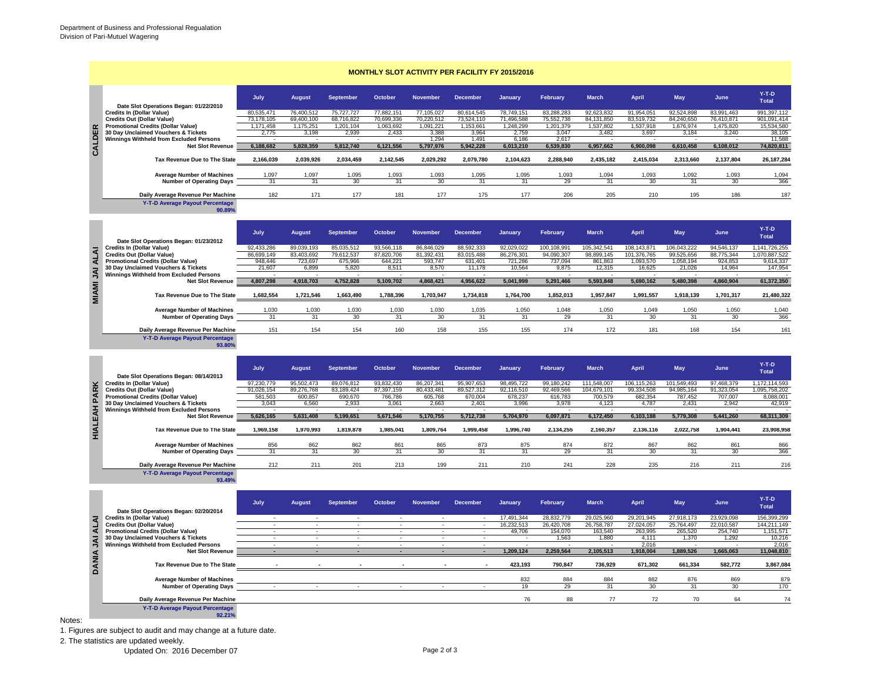Department of Business and Professional Regualation
Division of Pari-Mutuel Wagering

## MONTHLY SLOT ACTIVITY PER FACILITY FY 2015/2016

### CALDER

| Date Slot Operations Began: 01/22/2010 | July | August | September | October | November | December | January | February | March | April | May | June | Y-T-D Total |
|---|---|---|---|---|---|---|---|---|---|---|---|---|---|
| Credits In (Dollar Value) | 80,535,471 | 76,400,512 | 75,727,727 | 77,882,151 | 77,105,027 | 80,614,545 | 78,749,151 | 83,288,283 | 92,623,832 | 91,954,051 | 92,524,898 | 83,991,463 | 991,397,112 |
| Credits Out (Dollar Value) | 73,178,105 | 69,400,100 | 68,716,822 | 70,699,336 | 70,220,512 | 73,524,110 | 71,496,588 | 75,552,738 | 84,131,850 | 83,519,732 | 84,240,650 | 76,410,871 | 901,091,414 |
| Promotional Credits (Dollar Value) | 1,171,458 | 1,175,251 | 1,201,104 | 1,063,692 | 1,091,221 | 1,153,661 | 1,248,299 | 1,201,379 | 1,537,802 | 1,537,918 | 1,676,974 | 1,475,820 | 15,534,580 |
| 30 Day Unclaimed Vouchers & Tickets | 2,775 | 3,198 | 2,939 | 2,433 | 3,388 | 3,964 | 2,759 | 3,047 | 3,482 | 3,697 | 3,184 | 3,240 | 38,105 |
| Winnings Withheld from Excluded Persons | - | - | - | - | 1,294 | 1,491 | 6,186 | 2,617 | - | - | - | - | 11,588 |
| **Net Slot Revenue** | **6,188,682** | **5,828,359** | **5,812,740** | **6,121,556** | **5,797,976** | **5,942,228** | **6,013,210** | **6,539,830** | **6,957,662** | **6,900,098** | **6,610,458** | **6,108,012** | **74,820,811** |
| **Tax Revenue Due to The State** | **2,166,039** | **2,039,926** | **2,034,459** | **2,142,545** | **2,029,292** | **2,079,780** | **2,104,623** | **2,288,940** | **2,435,182** | **2,415,034** | **2,313,660** | **2,137,804** | **26,187,284** |
| Average Number of Machines | 1,097 | 1,097 | 1,095 | 1,093 | 1,093 | 1,095 | 1,095 | 1,093 | 1,094 | 1,093 | 1,092 | 1,093 | 1,094 |
| Number of Operating Days | 31 | 31 | 30 | 31 | 30 | 31 | 31 | 29 | 31 | 30 | 31 | 30 | 366 |
| Daily Average Revenue Per Machine | 182 | 171 | 177 | 181 | 177 | 175 | 177 | 206 | 205 | 210 | 195 | 186 | 187 |

Y-T-D Average Payout Percentage: 90.89%

### MIAMI JAI ALAI

| Date Slot Operations Began: 01/23/2012 | July | August | September | October | November | December | January | February | March | April | May | June | Y-T-D Total |
|---|---|---|---|---|---|---|---|---|---|---|---|---|---|
| Credits In (Dollar Value) | 92,433,286 | 89,039,193 | 85,035,512 | 93,566,118 | 86,846,029 | 88,592,333 | 92,029,022 | 100,108,991 | 105,342,541 | 108,143,871 | 106,043,222 | 94,546,137 | 1,141,726,255 |
| Credits Out (Dollar Value) | 86,699,149 | 83,403,692 | 79,612,537 | 87,820,706 | 81,392,431 | 83,015,488 | 86,276,301 | 94,090,307 | 98,899,145 | 101,376,765 | 99,525,656 | 88,775,344 | 1,070,887,522 |
| Promotional Credits (Dollar Value) | 948,446 | 723,697 | 675,966 | 644,221 | 593,747 | 631,401 | 721,286 | 737,094 | 861,863 | 1,093,570 | 1,058,194 | 924,853 | 9,614,337 |
| 30 Day Unclaimed Vouchers & Tickets | 21,607 | 6,899 | 5,820 | 8,511 | 8,570 | 11,178 | 10,564 | 9,875 | 12,315 | 16,625 | 21,026 | 14,964 | 147,954 |
| Winnings Withheld from Excluded Persons | - | - | - | - | - | - | - | - | - | - | - | - | - |
| **Net Slot Revenue** | **4,807,298** | **4,918,703** | **4,752,828** | **5,109,702** | **4,868,421** | **4,956,622** | **5,041,999** | **5,291,466** | **5,593,848** | **5,690,162** | **5,480,398** | **4,860,904** | **61,372,350** |
| **Tax Revenue Due to The State** | **1,682,554** | **1,721,546** | **1,663,490** | **1,788,396** | **1,703,947** | **1,734,818** | **1,764,700** | **1,852,013** | **1,957,847** | **1,991,557** | **1,918,139** | **1,701,317** | **21,480,322** |
| Average Number of Machines | 1,030 | 1,030 | 1,030 | 1,030 | 1,030 | 1,035 | 1,050 | 1,048 | 1,050 | 1,049 | 1,050 | 1,050 | 1,040 |
| Number of Operating Days | 31 | 31 | 30 | 31 | 30 | 31 | 31 | 29 | 31 | 30 | 31 | 30 | 366 |
| Daily Average Revenue Per Machine | 151 | 154 | 154 | 160 | 158 | 155 | 155 | 174 | 172 | 181 | 168 | 154 | 161 |

Y-T-D Average Payout Percentage: 93.80%

### HIALEAH PARK

| Date Slot Operations Began: 08/14/2013 | July | August | September | October | November | December | January | February | March | April | May | June | Y-T-D Total |
|---|---|---|---|---|---|---|---|---|---|---|---|---|---|
| Credits In (Dollar Value) | 97,230,779 | 95,502,473 | 89,076,812 | 93,832,430 | 86,207,341 | 95,907,653 | 98,495,722 | 99,180,242 | 111,548,007 | 106,115,263 | 101,549,493 | 97,468,379 | 1,172,114,593 |
| Credits Out (Dollar Value) | 91,026,154 | 89,276,768 | 83,189,424 | 87,397,159 | 80,433,481 | 89,527,312 | 92,116,510 | 92,469,566 | 104,679,101 | 99,334,508 | 94,985,164 | 91,323,054 | 1,095,758,202 |
| Promotional Credits (Dollar Value) | 581,503 | 600,857 | 690,670 | 766,786 | 605,768 | 670,004 | 678,237 | 616,783 | 700,579 | 682,354 | 787,452 | 707,007 | 8,088,001 |
| 30 Day Unclaimed Vouchers & Tickets | 3,043 | 6,560 | 2,933 | 3,061 | 2,663 | 2,401 | 3,996 | 3,978 | 4,123 | 4,787 | 2,431 | 2,942 | 42,919 |
| Winnings Withheld from Excluded Persons | - | - | - | - | - | - | - | - | - | - | - | - | - |
| **Net Slot Revenue** | **5,626,165** | **5,631,408** | **5,199,651** | **5,671,546** | **5,170,755** | **5,712,738** | **5,704,970** | **6,097,871** | **6,172,450** | **6,103,188** | **5,779,308** | **5,441,260** | **68,311,309** |
| **Tax Revenue Due to The State** | **1,969,158** | **1,970,993** | **1,819,878** | **1,985,041** | **1,809,764** | **1,999,458** | **1,996,740** | **2,134,255** | **2,160,357** | **2,136,116** | **2,022,758** | **1,904,441** | **23,908,958** |
| Average Number of Machines | 856 | 862 | 862 | 861 | 865 | 873 | 875 | 874 | 872 | 867 | 862 | 861 | 866 |
| Number of Operating Days | 31 | 31 | 30 | 31 | 30 | 31 | 31 | 29 | 31 | 30 | 31 | 30 | 366 |
| Daily Average Revenue Per Machine | 212 | 211 | 201 | 213 | 199 | 211 | 210 | 241 | 228 | 235 | 216 | 211 | 216 |

Y-T-D Average Payout Percentage: 93.49%

### DANIA JAI ALAI

| Date Slot Operations Began: 02/20/2014 | July | August | September | October | November | December | January | February | March | April | May | June | Y-T-D Total |
|---|---|---|---|---|---|---|---|---|---|---|---|---|---|
| Credits In (Dollar Value) | - | - | - | - | - | - | 17,491,344 | 28,832,779 | 29,025,960 | 29,201,945 | 27,918,173 | 23,929,098 | 156,399,299 |
| Credits Out (Dollar Value) | - | - | - | - | - | - | 16,232,513 | 26,420,708 | 26,758,787 | 27,024,057 | 25,764,497 | 22,010,587 | 144,211,149 |
| Promotional Credits (Dollar Value) | - | - | - | - | - | - | 49,706 | 154,070 | 163,540 | 263,995 | 265,520 | 254,740 | 1,151,571 |
| 30 Day Unclaimed Vouchers & Tickets | - | - | - | - | - | - | - | 1,563 | 1,880 | 4,111 | 1,370 | 1,292 | 10,216 |
| Winnings Withheld from Excluded Persons | - | - | - | - | - | - | - | - | - | 2,016 | - | - | 2,016 |
| **Net Slot Revenue** | **-** | **-** | **-** | **-** | **-** | **-** | **1,209,124** | **2,259,564** | **2,105,513** | **1,918,004** | **1,889,526** | **1,665,063** | **11,048,810** |
| **Tax Revenue Due to The State** | **-** | **-** | **-** | **-** | **-** | **-** | **423,193** | **790,847** | **736,929** | **671,302** | **661,334** | **582,772** | **3,867,084** |
| Average Number of Machines | | | | | | | 832 | 884 | 884 | 882 | 876 | 869 | 879 |
| Number of Operating Days | - | - | - | - | - | - | 19 | 29 | 31 | 30 | 31 | 30 | 170 |
| Daily Average Revenue Per Machine | | | | | | | 76 | 88 | 77 | 72 | 70 | 64 | 74 |

Y-T-D Average Payout Percentage: 92.21%

Notes:

1. Figures are subject to audit and may change at a future date.
2. The statistics are updated weekly.

Updated On: 2016 December 07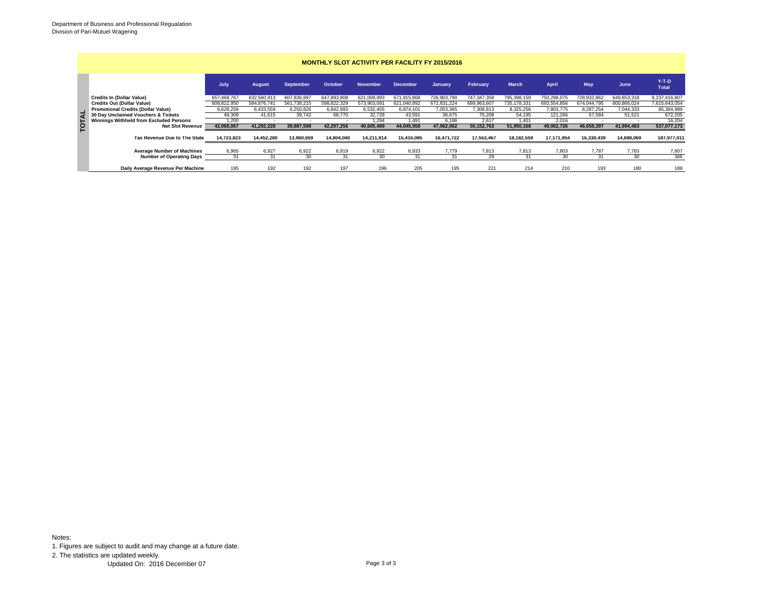Department of Business and Professional Regualation
Division of Pari-Mutuel Wagering

## MONTHLY SLOT ACTIVITY PER FACILITY FY 2015/2016

**TOTAL**

| | July | August | September | October | November | December | January | February | March | April | May | June | Y-T-D Total |
|---|---|---|---|---|---|---|---|---|---|---|---|---|---|
| Credits In (Dollar Value) | 657,468,767 | 632,560,913 | 607,836,897 | 647,893,808 | 621,006,993 | 671,915,868 | 726,903,790 | 747,347,358 | 795,398,159 | 750,298,075 | 728,932,862 | 649,853,318 | 8,237,416,807 |
| Credits Out (Dollar Value) | 608,822,950 | 584,876,741 | 561,738,215 | 598,822,329 | 573,903,091 | 621,040,892 | 672,831,224 | 689,963,607 | 735,178,331 | 693,554,856 | 674,044,795 | 600,866,024 | 7,615,643,054 |
| Promotional Credits (Dollar Value) | 6,628,259 | 6,433,559 | 6,250,826 | 6,842,993 | 6,532,455 | 6,874,101 | 7,053,365 | 7,308,813 | 8,325,256 | 7,803,775 | 8,287,254 | 7,044,333 | 85,384,989 |
| 30 Day Unclaimed Vouchers & Tickets | 49,309 | 41,615 | 39,742 | 68,770 | 32,728 | 43,591 | 36,675 | 75,208 | 54,195 | 121,266 | 57,584 | 51,521 | 672,205 |
| Winnings Withheld from Excluded Persons | 1,200 | - | - | - | 1,294 | 1,491 | 6,186 | 2,617 | 1,401 | 2,016 | - | - | 16,204 |
| **Net Slot Revenue** | **42,068,067** | **41,292,228** | **39,887,598** | **42,297,256** | **40,605,469** | **44,045,958** | **47,062,062** | **50,152,763** | **51,950,168** | **49,062,726** | **46,658,397** | **41,994,483** | **537,077,173** |
| **Tax Revenue Due to The State** | **14,723,823** | **14,452,280** | **13,960,659** | **14,804,040** | **14,211,914** | **15,416,085** | **16,471,722** | **17,553,467** | **18,182,559** | **17,171,954** | **16,330,439** | **14,698,069** | **187,977,011** |
| **Average Number of Machines** | 6,965 | 6,927 | 6,922 | 6,919 | 6,922 | 6,933 | 7,779 | 7,813 | 7,813 | 7,803 | 7,787 | 7,783 | 7,807 |
| **Number of Operating Days** | 31 | 31 | 30 | 31 | 30 | 31 | 31 | 29 | 31 | 30 | 31 | 30 | 366 |
| **Daily Average Revenue Per Machine** | 195 | 192 | 192 | 197 | 196 | 205 | 195 | 221 | 214 | 210 | 193 | 180 | 188 |

Notes:
1. Figures are subject to audit and may change at a future date.
2. The statistics are updated weekly.

Updated On: 2016 December 07